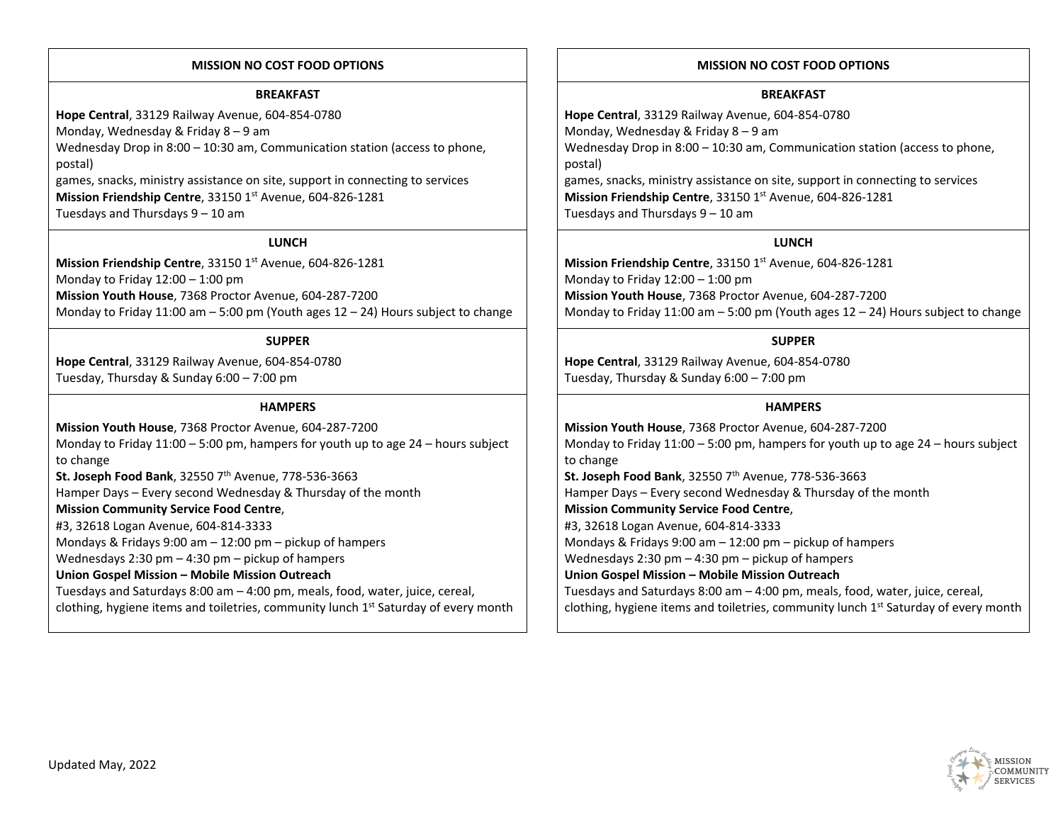## MISSION NO COST FOOD OPTIONS

### BREAKFAST

**Hope Central**, 33129 Railway Avenue, 604-854-0780
Monday, Wednesday & Friday 8 – 9 am
Wednesday Drop in 8:00 – 10:30 am, Communication station (access to phone, postal)
games, snacks, ministry assistance on site, support in connecting to services
**Mission Friendship Centre**, 33150 1st Avenue, 604-826-1281
Tuesdays and Thursdays 9 – 10 am

### LUNCH

**Mission Friendship Centre**, 33150 1st Avenue, 604-826-1281
Monday to Friday 12:00 – 1:00 pm
**Mission Youth House**, 7368 Proctor Avenue, 604-287-7200
Monday to Friday 11:00 am – 5:00 pm (Youth ages 12 – 24) Hours subject to change

### SUPPER

**Hope Central**, 33129 Railway Avenue, 604-854-0780
Tuesday, Thursday & Sunday 6:00 – 7:00 pm

### HAMPERS

**Mission Youth House**, 7368 Proctor Avenue, 604-287-7200
Monday to Friday 11:00 – 5:00 pm, hampers for youth up to age 24 – hours subject to change
**St. Joseph Food Bank**, 32550 7th Avenue, 778-536-3663
Hamper Days – Every second Wednesday & Thursday of the month
**Mission Community Service Food Centre**,
#3, 32618 Logan Avenue, 604-814-3333
Mondays & Fridays 9:00 am – 12:00 pm – pickup of hampers
Wednesdays 2:30 pm – 4:30 pm – pickup of hampers
**Union Gospel Mission – Mobile Mission Outreach**
Tuesdays and Saturdays 8:00 am – 4:00 pm, meals, food, water, juice, cereal, clothing, hygiene items and toiletries, community lunch 1st Saturday of every month

## MISSION NO COST FOOD OPTIONS

### BREAKFAST

**Hope Central**, 33129 Railway Avenue, 604-854-0780
Monday, Wednesday & Friday 8 – 9 am
Wednesday Drop in 8:00 – 10:30 am, Communication station (access to phone, postal)
games, snacks, ministry assistance on site, support in connecting to services
**Mission Friendship Centre**, 33150 1st Avenue, 604-826-1281
Tuesdays and Thursdays 9 – 10 am

### LUNCH

**Mission Friendship Centre**, 33150 1st Avenue, 604-826-1281
Monday to Friday 12:00 – 1:00 pm
**Mission Youth House**, 7368 Proctor Avenue, 604-287-7200
Monday to Friday 11:00 am – 5:00 pm (Youth ages 12 – 24) Hours subject to change

### SUPPER

**Hope Central**, 33129 Railway Avenue, 604-854-0780
Tuesday, Thursday & Sunday 6:00 – 7:00 pm

### HAMPERS

**Mission Youth House**, 7368 Proctor Avenue, 604-287-7200
Monday to Friday 11:00 – 5:00 pm, hampers for youth up to age 24 – hours subject to change
**St. Joseph Food Bank**, 32550 7th Avenue, 778-536-3663
Hamper Days – Every second Wednesday & Thursday of the month
**Mission Community Service Food Centre**,
#3, 32618 Logan Avenue, 604-814-3333
Mondays & Fridays 9:00 am – 12:00 pm – pickup of hampers
Wednesdays 2:30 pm – 4:30 pm – pickup of hampers
**Union Gospel Mission – Mobile Mission Outreach**
Tuesdays and Saturdays 8:00 am – 4:00 pm, meals, food, water, juice, cereal, clothing, hygiene items and toiletries, community lunch 1st Saturday of every month

Updated May, 2022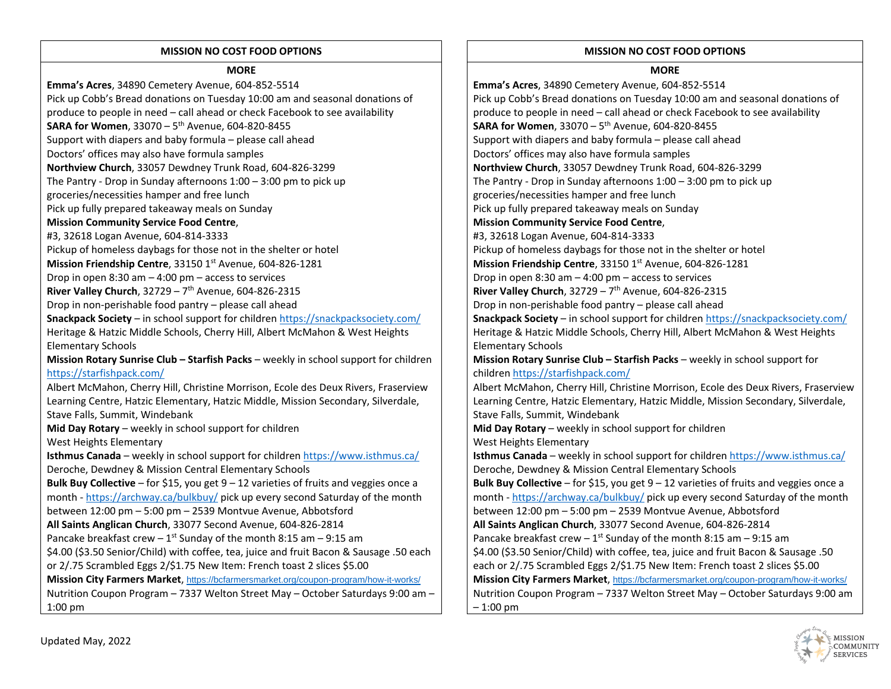## MISSION NO COST FOOD OPTIONS

### MORE

**Emma's Acres**, 34890 Cemetery Avenue, 604-852-5514
Pick up Cobb's Bread donations on Tuesday 10:00 am and seasonal donations of produce to people in need – call ahead or check Facebook to see availability

**SARA for Women**, 33070 – 5th Avenue, 604-820-8455
Support with diapers and baby formula – please call ahead
Doctors' offices may also have formula samples

**Northview Church**, 33057 Dewdney Trunk Road, 604-826-3299
The Pantry - Drop in Sunday afternoons 1:00 – 3:00 pm to pick up groceries/necessities hamper and free lunch
Pick up fully prepared takeaway meals on Sunday

**Mission Community Service Food Centre**, #3, 32618 Logan Avenue, 604-814-3333
Pickup of homeless daybags for those not in the shelter or hotel

**Mission Friendship Centre**, 33150 1st Avenue, 604-826-1281
Drop in open 8:30 am – 4:00 pm – access to services

**River Valley Church**, 32729 – 7th Avenue, 604-826-2315
Drop in non-perishable food pantry – please call ahead

**Snackpack Society** – in school support for children https://snackpacksociety.com/
Heritage & Hatzic Middle Schools, Cherry Hill, Albert McMahon & West Heights Elementary Schools

**Mission Rotary Sunrise Club – Starfish Packs** – weekly in school support for children https://starfishpack.com/
Albert McMahon, Cherry Hill, Christine Morrison, Ecole des Deux Rivers, Fraserview Learning Centre, Hatzic Elementary, Hatzic Middle, Mission Secondary, Silverdale, Stave Falls, Summit, Windebank

**Mid Day Rotary** – weekly in school support for children
West Heights Elementary

**Isthmus Canada** – weekly in school support for children https://www.isthmus.ca/
Deroche, Dewdney & Mission Central Elementary Schools

**Bulk Buy Collective** – for $15, you get 9 – 12 varieties of fruits and veggies once a month - https://archway.ca/bulkbuy/ pick up every second Saturday of the month between 12:00 pm – 5:00 pm – 2539 Montvue Avenue, Abbotsford

**All Saints Anglican Church**, 33077 Second Avenue, 604-826-2814
Pancake breakfast crew – 1st Sunday of the month 8:15 am – 9:15 am
$4.00 ($3.50 Senior/Child) with coffee, tea, juice and fruit Bacon & Sausage .50 each or 2/.75 Scrambled Eggs 2/$1.75 New Item: French toast 2 slices $5.00

**Mission City Farmers Market**, https://bcfarmersmarket.org/coupon-program/how-it-works/
Nutrition Coupon Program – 7337 Welton Street May – October Saturdays 9:00 am – 1:00 pm

## MISSION NO COST FOOD OPTIONS

### MORE

**Emma's Acres**, 34890 Cemetery Avenue, 604-852-5514
Pick up Cobb's Bread donations on Tuesday 10:00 am and seasonal donations of produce to people in need – call ahead or check Facebook to see availability

**SARA for Women**, 33070 – 5th Avenue, 604-820-8455
Support with diapers and baby formula – please call ahead
Doctors' offices may also have formula samples

**Northview Church**, 33057 Dewdney Trunk Road, 604-826-3299
The Pantry - Drop in Sunday afternoons 1:00 – 3:00 pm to pick up groceries/necessities hamper and free lunch
Pick up fully prepared takeaway meals on Sunday

**Mission Community Service Food Centre**, #3, 32618 Logan Avenue, 604-814-3333
Pickup of homeless daybags for those not in the shelter or hotel

**Mission Friendship Centre**, 33150 1st Avenue, 604-826-1281
Drop in open 8:30 am – 4:00 pm – access to services

**River Valley Church**, 32729 – 7th Avenue, 604-826-2315
Drop in non-perishable food pantry – please call ahead

**Snackpack Society** – in school support for children https://snackpacksociety.com/
Heritage & Hatzic Middle Schools, Cherry Hill, Albert McMahon & West Heights Elementary Schools

**Mission Rotary Sunrise Club – Starfish Packs** – weekly in school support for children https://starfishpack.com/
Albert McMahon, Cherry Hill, Christine Morrison, Ecole des Deux Rivers, Fraserview Learning Centre, Hatzic Elementary, Hatzic Middle, Mission Secondary, Silverdale, Stave Falls, Summit, Windebank

**Mid Day Rotary** – weekly in school support for children
West Heights Elementary

**Isthmus Canada** – weekly in school support for children https://www.isthmus.ca/
Deroche, Dewdney & Mission Central Elementary Schools

**Bulk Buy Collective** – for $15, you get 9 – 12 varieties of fruits and veggies once a month - https://archway.ca/bulkbuy/ pick up every second Saturday of the month between 12:00 pm – 5:00 pm – 2539 Montvue Avenue, Abbotsford

**All Saints Anglican Church**, 33077 Second Avenue, 604-826-2814
Pancake breakfast crew – 1st Sunday of the month 8:15 am – 9:15 am
$4.00 ($3.50 Senior/Child) with coffee, tea, juice and fruit Bacon & Sausage .50 each or 2/.75 Scrambled Eggs 2/$1.75 New Item: French toast 2 slices $5.00

**Mission City Farmers Market**, https://bcfarmersmarket.org/coupon-program/how-it-works/
Nutrition Coupon Program – 7337 Welton Street May – October Saturdays 9:00 am – 1:00 pm

Updated May, 2022

MISSION COMMUNITY SERVICES